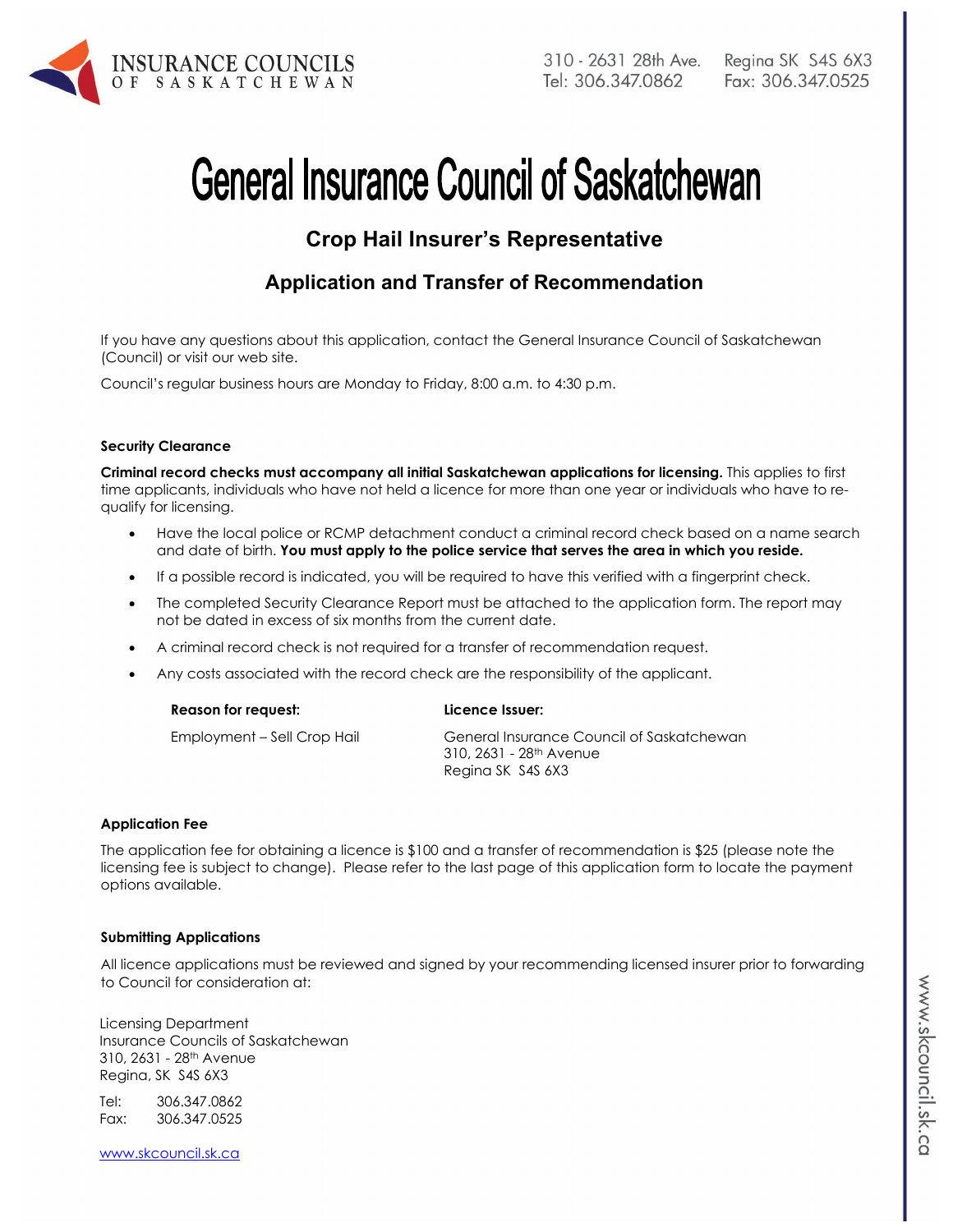# General Insurance Council of Saskatchewan

## Crop Hail Insurer's Representative

## Application and Transfer of Recommendation

If you have any questions about this application, contact the General Insurance Council of Saskatchewan (Council) or visit our web site.

Council's regular business hours are Monday to Friday, 8:00 a.m. to 4:30 p.m.

### Security Clearance

**Criminal record checks must accompany all initial Saskatchewan applications for licensing.** This applies to first time applicants, individuals who have not held a licence for more than one year or individuals who have to re-qualify for licensing.

- Have the local police or RCMP detachment conduct a criminal record check based on a name search and date of birth. **You must apply to the police service that serves the area in which you reside.**
- If a possible record is indicated, you will be required to have this verified with a fingerprint check.
- The completed Security Clearance Report must be attached to the application form. The report may not be dated in excess of six months from the current date.
- A criminal record check is not required for a transfer of recommendation request.
- Any costs associated with the record check are the responsibility of the applicant.

| **Reason for request:** | **Licence Issuer:** |
|---|---|
| Employment – Sell Crop Hail | General Insurance Council of Saskatchewan<br>310, 2631 - 28th Avenue<br>Regina SK S4S 6X3 |

### Application Fee

The application fee for obtaining a licence is $100 and a transfer of recommendation is $25 (please note the licensing fee is subject to change). Please refer to the last page of this application form to locate the payment options available.

### Submitting Applications

All licence applications must be reviewed and signed by your recommending licensed insurer prior to forwarding to Council for consideration at:

Licensing Department
Insurance Councils of Saskatchewan
310, 2631 - 28th Avenue
Regina, SK S4S 6X3

Tel: 306.347.0862
Fax: 306.347.0525

www.skcouncil.sk.ca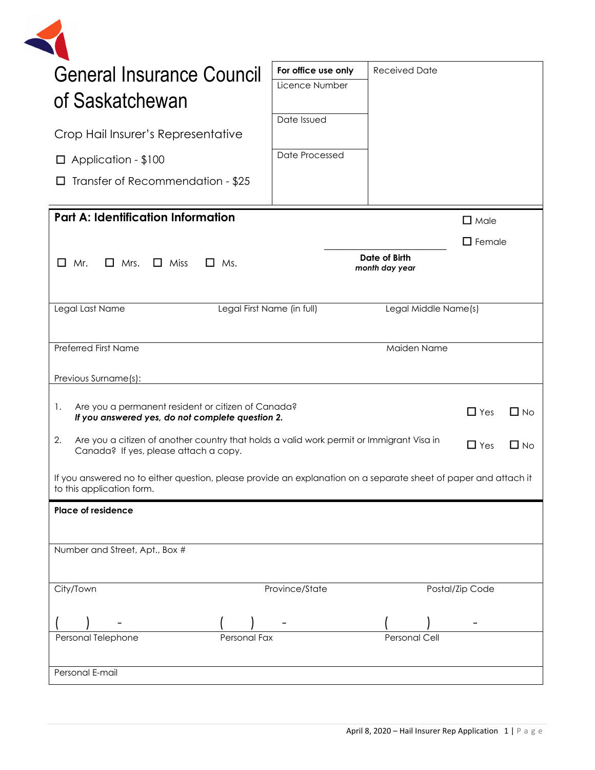# General Insurance Council of Saskatchewan

Crop Hail Insurer's Representative

☐ Application - $100

☐ Transfer of Recommendation - $25

| For office use only | Received Date |
|---|---|
| Licence Number | |
| Date Issued | |
| Date Processed | |

## Part A: Identification Information

☐ Mr. ☐ Mrs. ☐ Miss ☐ Ms.

**Date of Birth**
***month day year***

☐ Male
☐ Female

| Legal Last Name | Legal First Name (in full) | Legal Middle Name(s) |
|---|---|---|
| | | |

| Preferred First Name | Maiden Name |
|---|---|
| | |

Previous Surname(s):

1. Are you a permanent resident or citizen of Canada? ☐ Yes ☐ No
   ***If you answered yes, do not complete question 2.***
2. Are you a citizen of another country that holds a valid work permit or Immigrant Visa in Canada? If yes, please attach a copy. ☐ Yes ☐ No

If you answered no to either question, please provide an explanation on a separate sheet of paper and attach it to this application form.

**Place of residence**

Number and Street, Apt., Box #

| City/Town | Province/State | Postal/Zip Code |
|---|---|---|
| | | |

| ( ) - | ( ) - | ( ) - |
|---|---|---|
| Personal Telephone | Personal Fax | Personal Cell |

Personal E-mail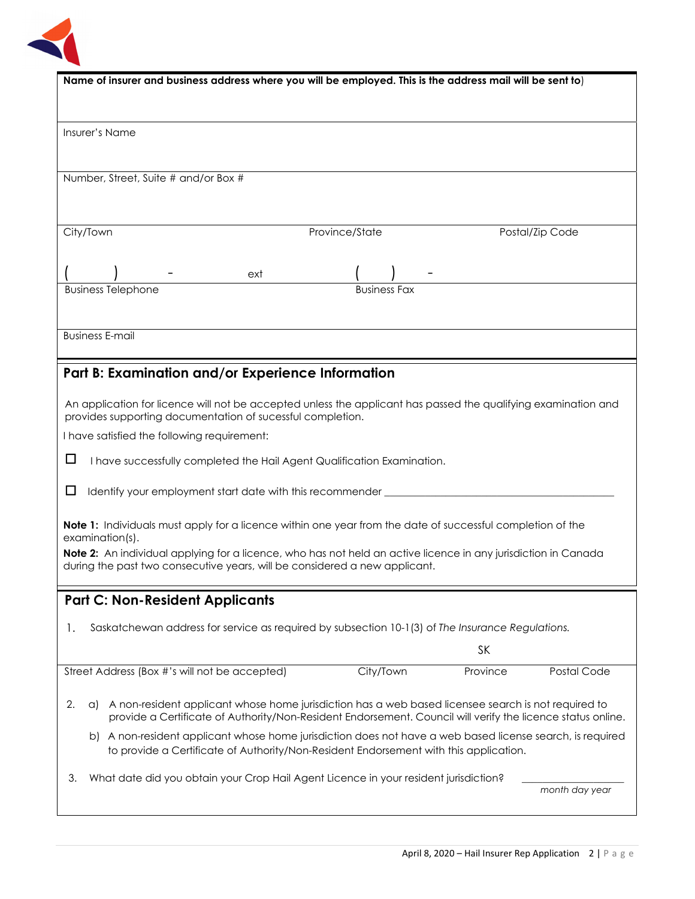**Name of insurer and business address where you will be employed. This is the address mail will be sent to**)

Insurer's Name

Number, Street, Suite # and/or Box #

| City/Town | Province/State | Postal/Zip Code |
|---|---|---|

( ) - ext ( ) -

| Business Telephone | Business Fax |
|---|---|

Business E-mail

## Part B: Examination and/or Experience Information

An application for licence will not be accepted unless the applicant has passed the qualifying examination and provides supporting documentation of sucessful completion.

I have satisfied the following requirement:

☐ I have successfully completed the Hail Agent Qualification Examination.

☐ Identify your employment start date with this recommender ____________________________________________

**Note 1:** Individuals must apply for a licence within one year from the date of successful completion of the examination(s).

**Note 2:** An individual applying for a licence, who has not held an active licence in any jurisdiction in Canada during the past two consecutive years, will be considered a new applicant.

## Part C: Non-Resident Applicants

1. Saskatchewan address for service as required by subsection 10-1(3) of *The Insurance Regulations.*

| Street Address (Box #'s will not be accepted) | City/Town | Province | Postal Code |
|---|---|---|---|
| | | SK | |

2. a) A non-resident applicant whose home jurisdiction has a web based licensee search is not required to provide a Certificate of Authority/Non-Resident Endorsement. Council will verify the licence status online.

   b) A non-resident applicant whose home jurisdiction does not have a web based license search, is required to provide a Certificate of Authority/Non-Resident Endorsement with this application.

3. What date did you obtain your Crop Hail Agent Licence in your resident jurisdiction? ____________________ *month day year*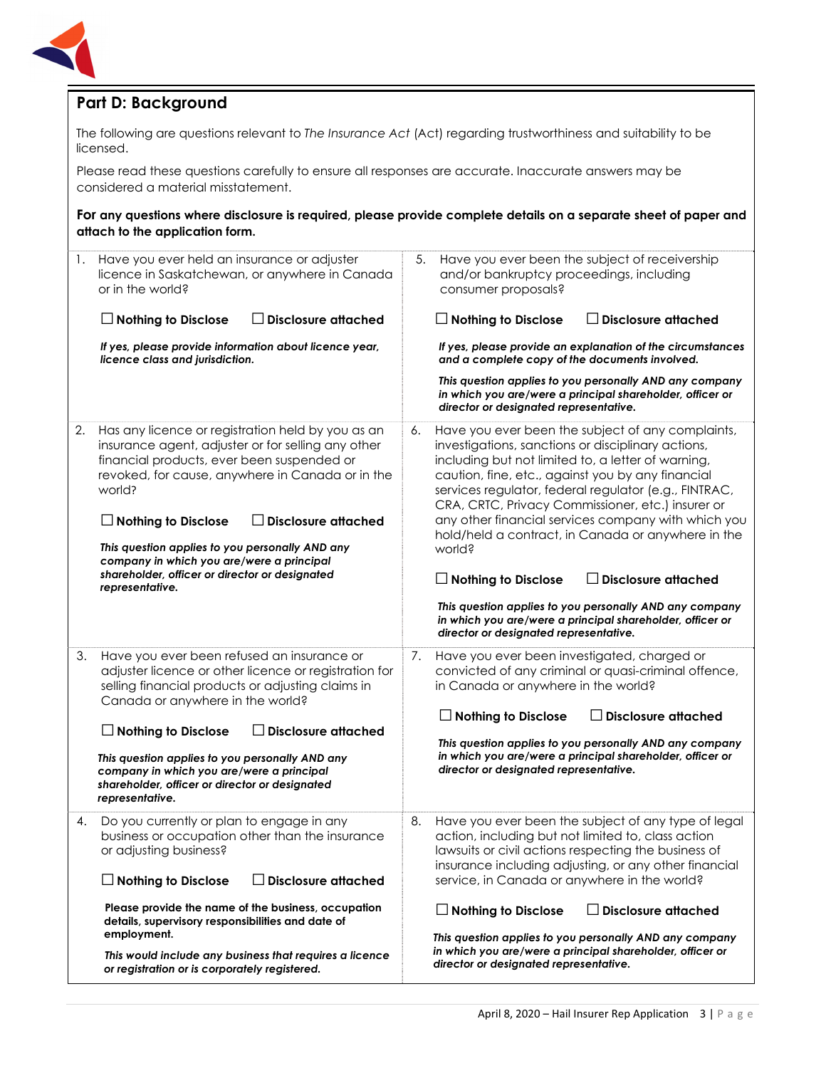## Part D: Background

The following are questions relevant to *The Insurance Act* (Act) regarding trustworthiness and suitability to be licensed.

Please read these questions carefully to ensure all responses are accurate. Inaccurate answers may be considered a material misstatement.

**For any questions where disclosure is required, please provide complete details on a separate sheet of paper and attach to the application form.**

1. Have you ever held an insurance or adjuster licence in Saskatchewan, or anywhere in Canada or in the world?

   ☐ **Nothing to Disclose** ☐ **Disclosure attached**

   ***If yes, please provide information about licence year, licence class and jurisdiction.***

2. Has any licence or registration held by you as an insurance agent, adjuster or for selling any other financial products, ever been suspended or revoked, for cause, anywhere in Canada or in the world?

   ☐ **Nothing to Disclose** ☐ **Disclosure attached**

   ***This question applies to you personally AND any company in which you are/were a principal shareholder, officer or director or designated representative.***

3. Have you ever been refused an insurance or adjuster licence or other licence or registration for selling financial products or adjusting claims in Canada or anywhere in the world?

   ☐ **Nothing to Disclose** ☐ **Disclosure attached**

   ***This question applies to you personally AND any company in which you are/were a principal shareholder, officer or director or designated representative.***

4. Do you currently or plan to engage in any business or occupation other than the insurance or adjusting business?

   ☐ **Nothing to Disclose** ☐ **Disclosure attached**

   **Please provide the name of the business, occupation details, supervisory responsibilities and date of employment.**

   ***This would include any business that requires a licence or registration or is corporately registered.***

5. Have you ever been the subject of receivership and/or bankruptcy proceedings, including consumer proposals?

   ☐ **Nothing to Disclose** ☐ **Disclosure attached**

   ***If yes, please provide an explanation of the circumstances and a complete copy of the documents involved.***

   ***This question applies to you personally AND any company in which you are/were a principal shareholder, officer or director or designated representative.***

6. Have you ever been the subject of any complaints, investigations, sanctions or disciplinary actions, including but not limited to, a letter of warning, caution, fine, etc., against you by any financial services regulator, federal regulator (e.g., FINTRAC, CRTC, CRA, Privacy Commissioner, etc.) insurer or any other financial services company with which you hold/held a contract, in Canada or anywhere in the world?

   ☐ **Nothing to Disclose** ☐ **Disclosure attached**

   ***This question applies to you personally AND any company in which you are/were a principal shareholder, officer or director or designated representative.***

7. Have you ever been investigated, charged or convicted of any criminal or quasi-criminal offence, in Canada or anywhere in the world?

   ☐ **Nothing to Disclose** ☐ **Disclosure attached**

   ***This question applies to you personally AND any company in which you are/were a principal shareholder, officer or director or designated representative.***

8. Have you ever been the subject of any type of legal action, including but not limited to, class action lawsuits or civil actions respecting the business of insurance including adjusting, or any other financial service, in Canada or anywhere in the world?

   ☐ **Nothing to Disclose** ☐ **Disclosure attached**

   ***This question applies to you personally AND any company in which you are/were a principal shareholder, officer or director or designated representative.***

April 8, 2020 – Hail Insurer Rep Application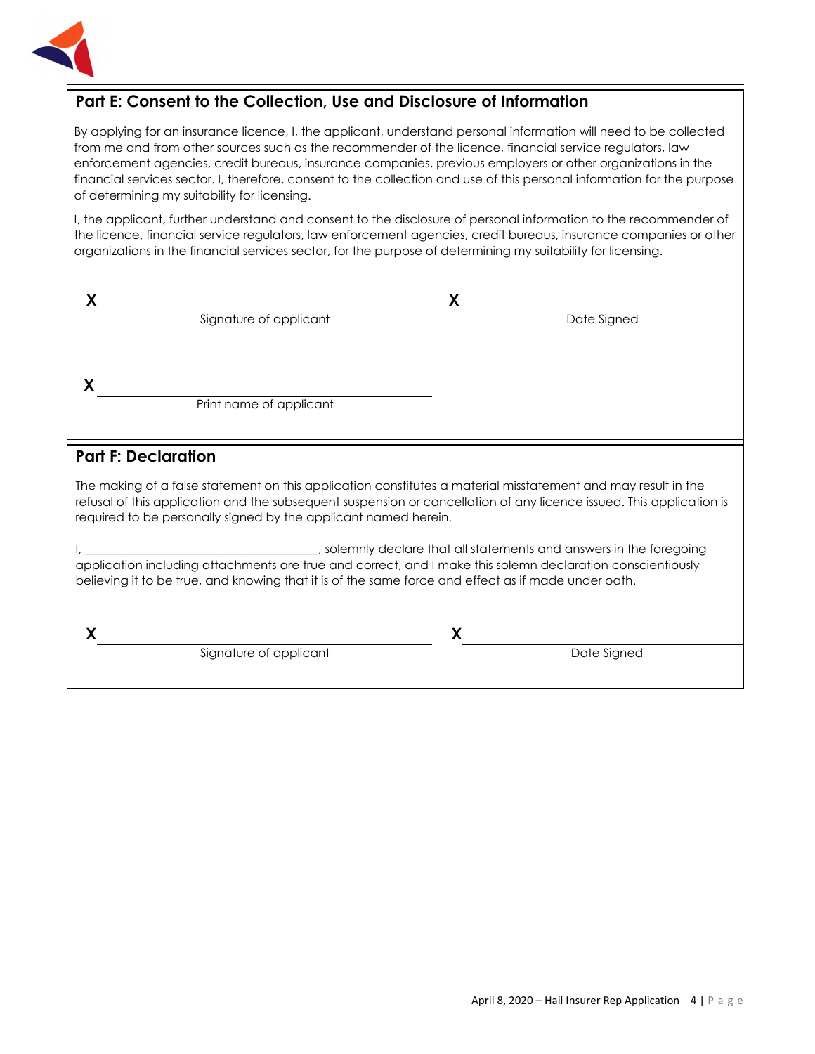## Part E: Consent to the Collection, Use and Disclosure of Information

By applying for an insurance licence, I, the applicant, understand personal information will need to be collected from me and from other sources such as the recommender of the licence, financial service regulators, law enforcement agencies, credit bureaus, insurance companies, previous employers or other organizations in the financial services sector. I, therefore, consent to the collection and use of this personal information for the purpose of determining my suitability for licensing.

I, the applicant, further understand and consent to the disclosure of personal information to the recommender of the licence, financial service regulators, law enforcement agencies, credit bureaus, insurance companies or other organizations in the financial services sector, for the purpose of determining my suitability for licensing.

X ______________________________
Signature of applicant

X ______________________________
Date Signed

X ______________________________
Print name of applicant

## Part F: Declaration

The making of a false statement on this application constitutes a material misstatement and may result in the refusal of this application and the subsequent suspension or cancellation of any licence issued. This application is required to be personally signed by the applicant named herein.

I, ______________________________, solemnly declare that all statements and answers in the foregoing application including attachments are true and correct, and I make this solemn declaration conscientiously believing it to be true, and knowing that it is of the same force and effect as if made under oath.

X ______________________________
Signature of applicant

X ______________________________
Date Signed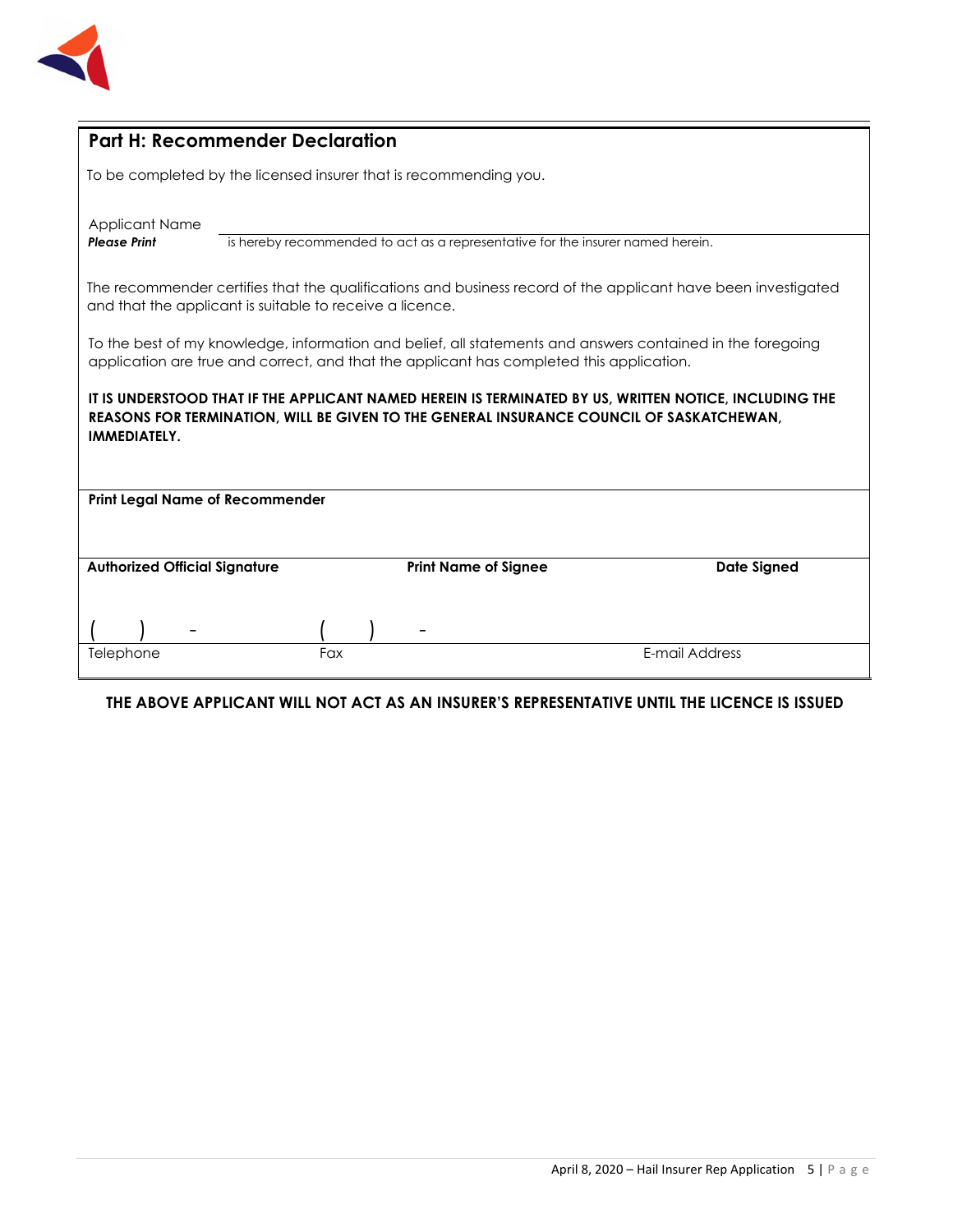## Part H: Recommender Declaration

To be completed by the licensed insurer that is recommending you.

Applicant Name
***Please Print*** \_\_\_\_\_\_\_\_\_\_\_\_\_\_\_\_\_\_\_\_\_\_\_\_\_\_\_\_\_\_\_\_\_\_\_\_\_\_\_\_ is hereby recommended to act as a representative for the insurer named herein.

The recommender certifies that the qualifications and business record of the applicant have been investigated and that the applicant is suitable to receive a licence.

To the best of my knowledge, information and belief, all statements and answers contained in the foregoing application are true and correct, and that the applicant has completed this application.

**IT IS UNDERSTOOD THAT IF THE APPLICANT NAMED HEREIN IS TERMINATED BY US, WRITTEN NOTICE, INCLUDING THE REASONS FOR TERMINATION, WILL BE GIVEN TO THE GENERAL INSURANCE COUNCIL OF SASKATCHEWAN, IMMEDIATELY.**

**Print Legal Name of Recommender**

| **Authorized Official Signature** | **Print Name of Signee** | **Date Signed** |
|---|---|---|
| ( ) - | ( ) - | |
| Telephone | Fax | E-mail Address |

**THE ABOVE APPLICANT WILL NOT ACT AS AN INSURER'S REPRESENTATIVE UNTIL THE LICENCE IS ISSUED**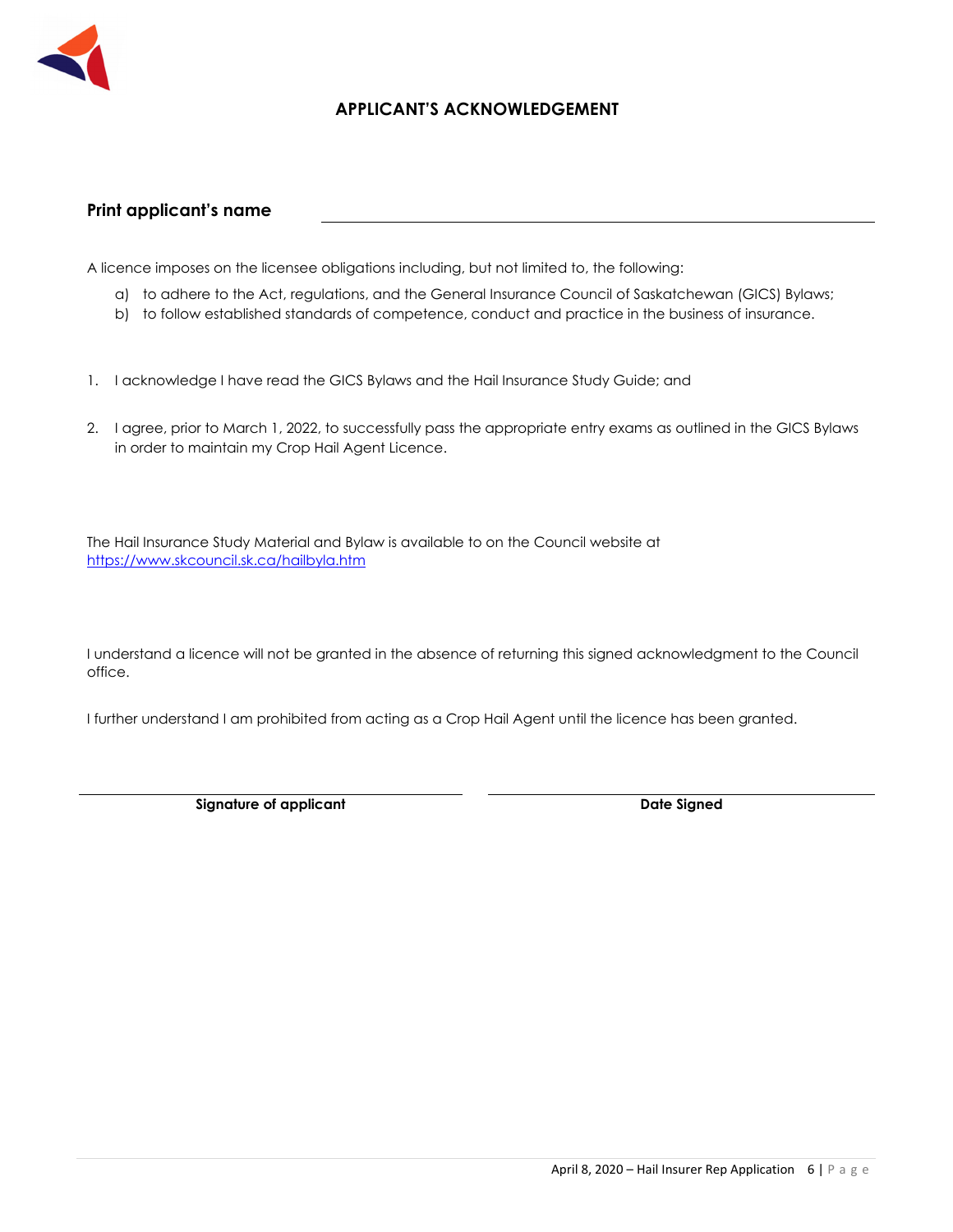## APPLICANT'S ACKNOWLEDGEMENT

**Print applicant's name** ______________________________

A licence imposes on the licensee obligations including, but not limited to, the following:

a) to adhere to the Act, regulations, and the General Insurance Council of Saskatchewan (GICS) Bylaws;
b) to follow established standards of competence, conduct and practice in the business of insurance.

1. I acknowledge I have read the GICS Bylaws and the Hail Insurance Study Guide; and

2. I agree, prior to March 1, 2022, to successfully pass the appropriate entry exams as outlined in the GICS Bylaws in order to maintain my Crop Hail Agent Licence.

The Hail Insurance Study Material and Bylaw is available to on the Council website at https://www.skcouncil.sk.ca/hailbyla.htm

I understand a licence will not be granted in the absence of returning this signed acknowledgment to the Council office.

I further understand I am prohibited from acting as a Crop Hail Agent until the licence has been granted.

| ______________________________ | ______________________________ |
|---|---|
| **Signature of applicant** | **Date Signed** |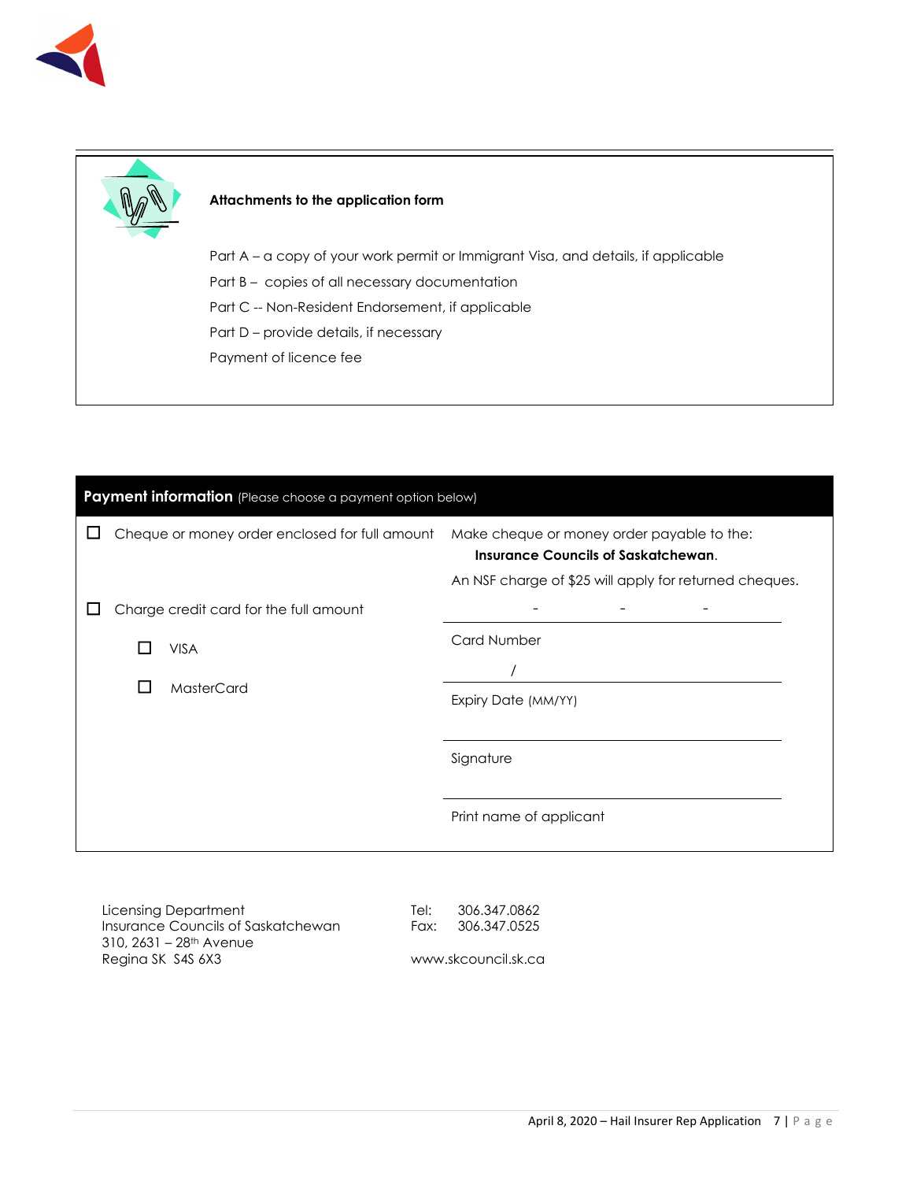**Attachments to the application form**

Part A – a copy of your work permit or Immigrant Visa, and details, if applicable

Part B – copies of all necessary documentation

Part C -- Non-Resident Endorsement, if applicable

Part D – provide details, if necessary

Payment of licence fee

## Payment information (Please choose a payment option below)

| | |
|---|---|
| ☐ Cheque or money order enclosed for full amount | Make cheque or money order payable to the: **Insurance Councils of Saskatchewan**. An NSF charge of $25 will apply for returned cheques. |
| ☐ Charge credit card for the full amount | \_\_\_\_ - \_\_\_\_ - \_\_\_\_ - \_\_\_\_ Card Number |
| ☐ VISA | |
| ☐ MasterCard | \_\_\_\_ / \_\_\_\_ Expiry Date (MM/YY) |
| | \_\_\_\_\_\_\_\_\_\_\_\_\_\_\_\_ Signature |
| | \_\_\_\_\_\_\_\_\_\_\_\_\_\_\_\_ Print name of applicant |

Licensing Department
Insurance Councils of Saskatchewan
310, 2631 – 28th Avenue
Regina SK S4S 6X3

Tel: 306.347.0862
Fax: 306.347.0525

www.skcouncil.sk.ca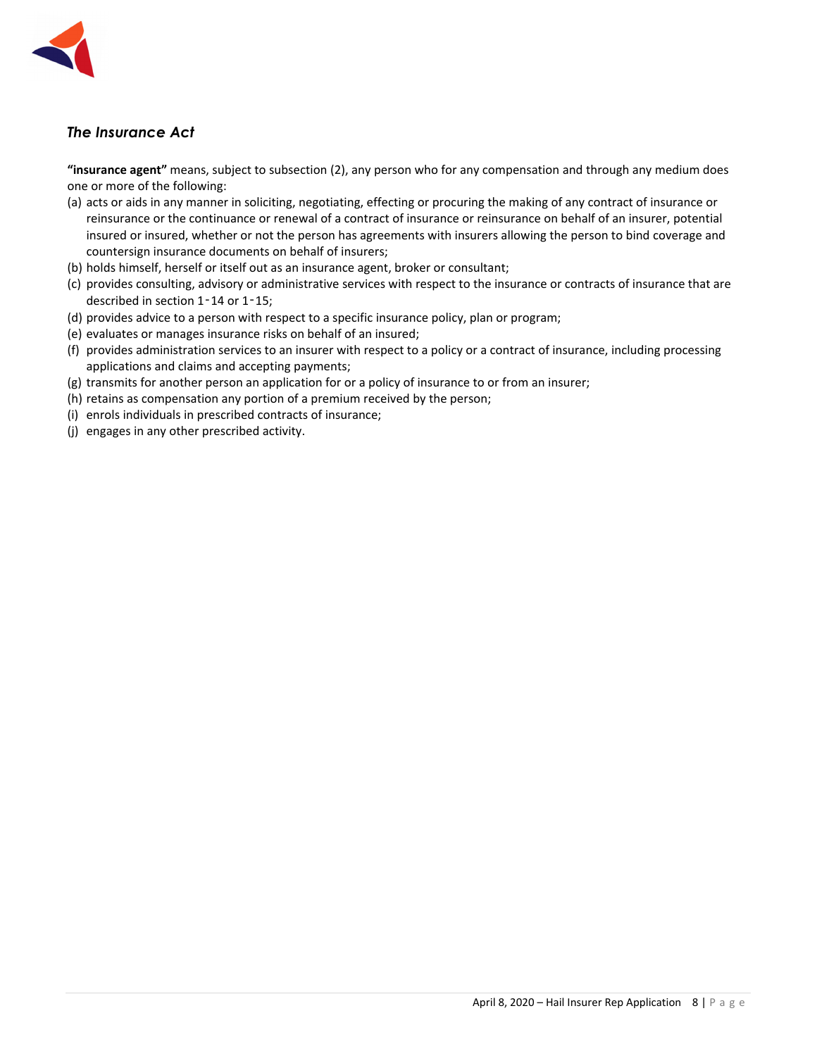### *The Insurance Act*

**"insurance agent"** means, subject to subsection (2), any person who for any compensation and through any medium does one or more of the following:

(a) acts or aids in any manner in soliciting, negotiating, effecting or procuring the making of any contract of insurance or reinsurance or the continuance or renewal of a contract of insurance or reinsurance on behalf of an insurer, potential insured or insured, whether or not the person has agreements with insurers allowing the person to bind coverage and countersign insurance documents on behalf of insurers;

(b) holds himself, herself or itself out as an insurance agent, broker or consultant;

(c) provides consulting, advisory or administrative services with respect to the insurance or contracts of insurance that are described in section 1‑14 or 1‑15;

(d) provides advice to a person with respect to a specific insurance policy, plan or program;

(e) evaluates or manages insurance risks on behalf of an insured;

(f) provides administration services to an insurer with respect to a policy or a contract of insurance, including processing applications and claims and accepting payments;

(g) transmits for another person an application for or a policy of insurance to or from an insurer;

(h) retains as compensation any portion of a premium received by the person;

(i) enrols individuals in prescribed contracts of insurance;

(j) engages in any other prescribed activity.